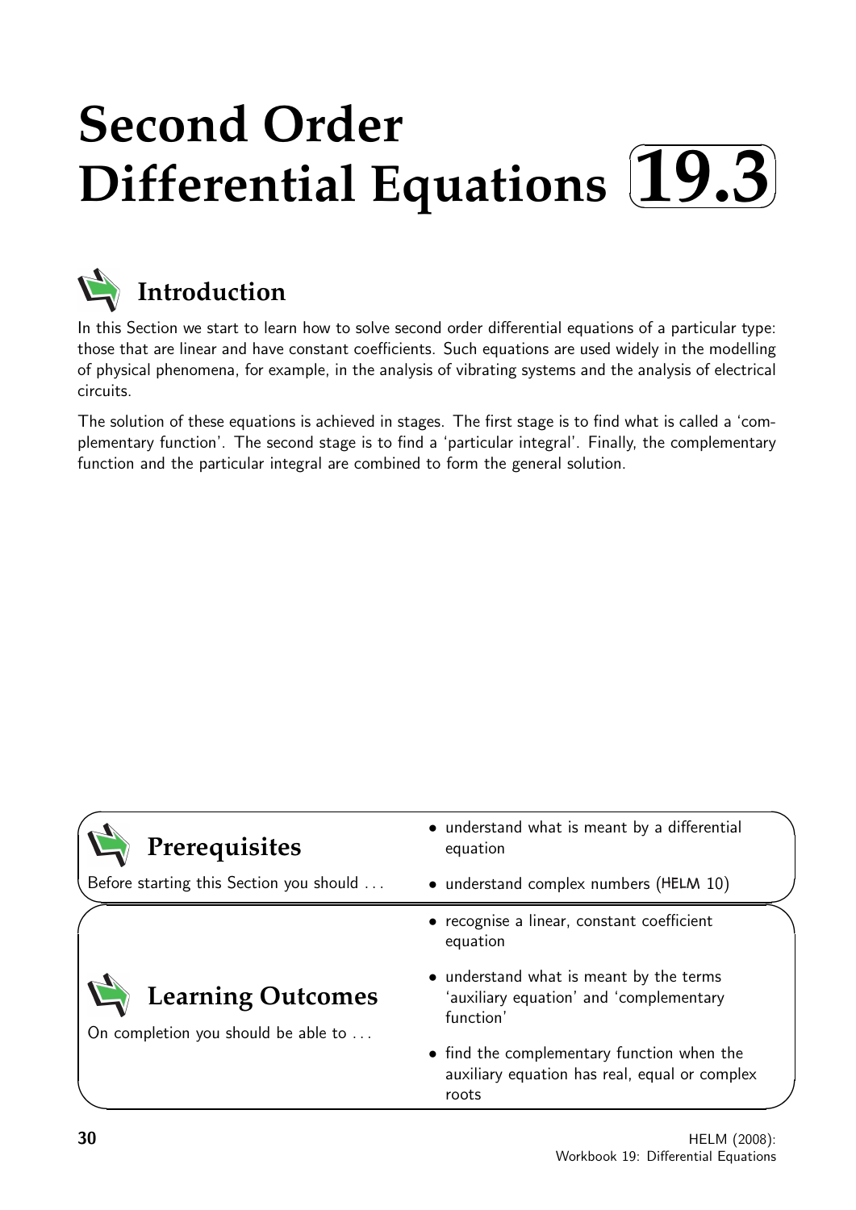# Second Order Differential Equations 19.3

## Introduction

In this Section we start to learn how to solve second order differential equations of a particular type: those that are linear and have constant coefficients. Such equations are used widely in the modelling of physical phenomena, for example, in the analysis of vibrating systems and the analysis of electrical circuits.

The solution of these equations is achieved in stages. The first stage is to find what is called a 'complementary function'. The second stage is to find a 'particular integral'. Finally, the complementary function and the particular integral are combined to form the general solution.

## Prerequisites

Before starting this Section you should ...

- understand what is meant by a differential equation
- understand complex numbers (HELM 10)

## Learning Outcomes

On completion you should be able to ...

- recognise a linear, constant coefficient equation
- understand what is meant by the terms 'auxiliary equation' and 'complementary function'
- find the complementary function when the auxiliary equation has real, equal or complex roots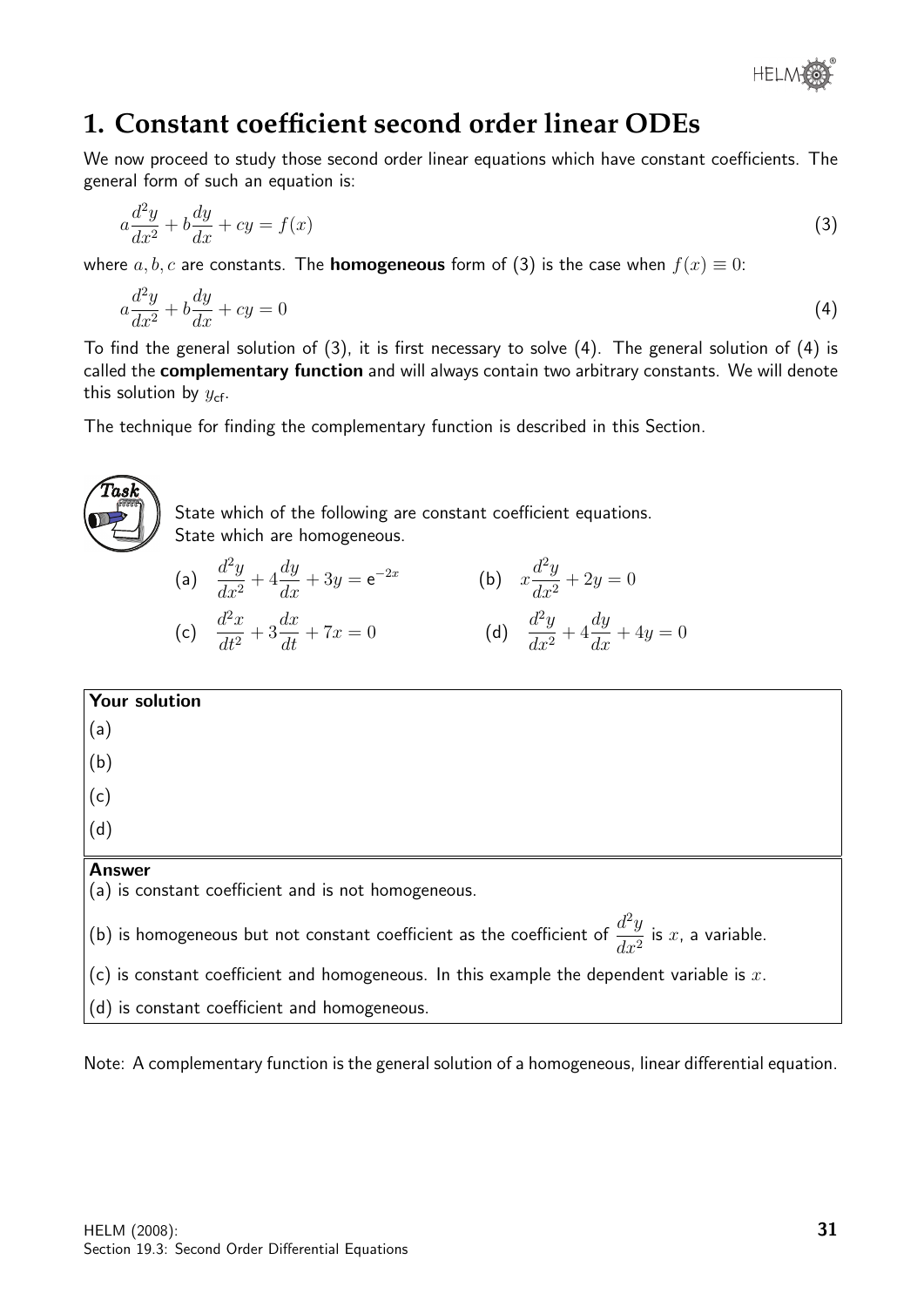## 1. Constant coefficient second order linear ODEs

We now proceed to study those second order linear equations which have constant coefficients. The general form of such an equation is:

$$a\frac{d^2y}{dx^2} + b\frac{dy}{dx} + cy = f(x) \qquad (3)$$

where $a, b, c$ are constants. The **homogeneous** form of (3) is the case when $f(x) \equiv 0$:

$$a\frac{d^2y}{dx^2} + b\frac{dy}{dx} + cy = 0 \qquad (4)$$

To find the general solution of (3), it is first necessary to solve (4). The general solution of (4) is called the **complementary function** and will always contain two arbitrary constants. We will denote this solution by $y_{\text{cf}}$.

The technique for finding the complementary function is described in this Section.

**Task**

State which of the following are constant coefficient equations.
State which are homogeneous.

(a) $\dfrac{d^2y}{dx^2} + 4\dfrac{dy}{dx} + 3y = e^{-2x}$ (b) $x\dfrac{d^2y}{dx^2} + 2y = 0$

(c) $\dfrac{d^2x}{dt^2} + 3\dfrac{dx}{dt} + 7x = 0$ (d) $\dfrac{d^2y}{dx^2} + 4\dfrac{dy}{dx} + 4y = 0$

**Your solution**

(a)

(b)

(c)

(d)

**Answer**

(a) is constant coefficient and is not homogeneous.

(b) is homogeneous but not constant coefficient as the coefficient of $\dfrac{d^2y}{dx^2}$ is $x$, a variable.

(c) is constant coefficient and homogeneous. In this example the dependent variable is $x$.

(d) is constant coefficient and homogeneous.

Note: A complementary function is the general solution of a homogeneous, linear differential equation.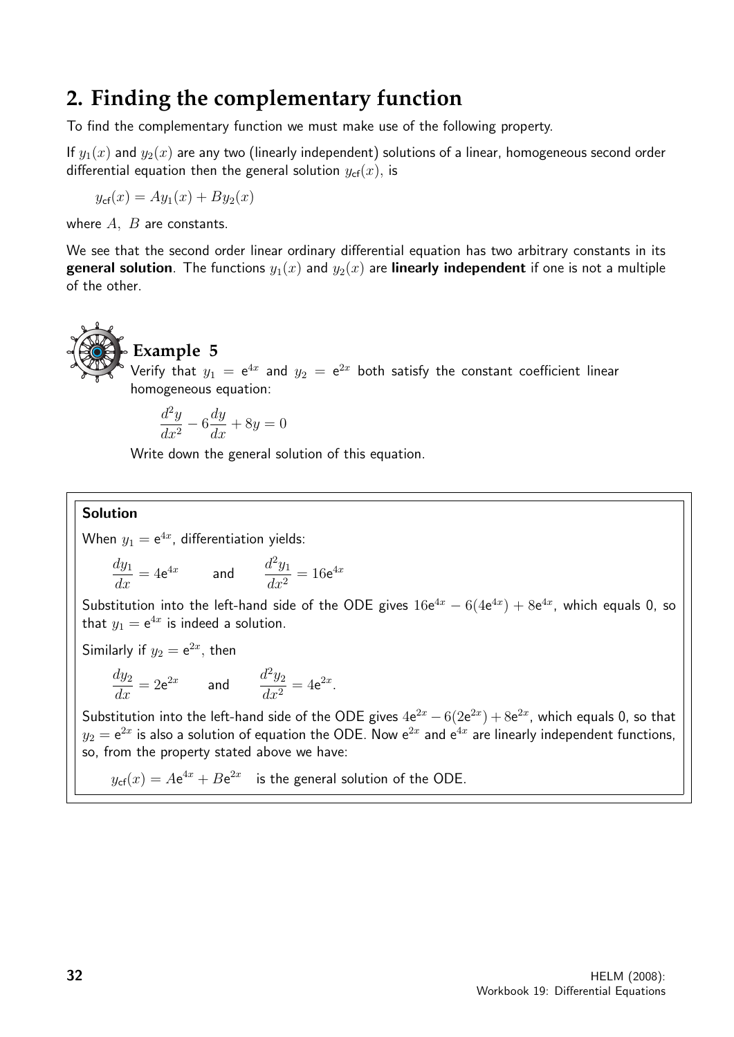## 2. Finding the complementary function

To find the complementary function we must make use of the following property.

If $y_1(x)$ and $y_2(x)$ are any two (linearly independent) solutions of a linear, homogeneous second order differential equation then the general solution $y_{cf}(x)$, is

$$y_{cf}(x) = Ay_1(x) + By_2(x)$$

where $A$, $B$ are constants.

We see that the second order linear ordinary differential equation has two arbitrary constants in its **general solution**. The functions $y_1(x)$ and $y_2(x)$ are **linearly independent** if one is not a multiple of the other.

### Example 5

Verify that $y_1 = e^{4x}$ and $y_2 = e^{2x}$ both satisfy the constant coefficient linear homogeneous equation:

$$\frac{d^2y}{dx^2} - 6\frac{dy}{dx} + 8y = 0$$

Write down the general solution of this equation.

**Solution**

When $y_1 = e^{4x}$, differentiation yields:

$$\frac{dy_1}{dx} = 4e^{4x} \qquad \text{and} \qquad \frac{d^2y_1}{dx^2} = 16e^{4x}$$

Substitution into the left-hand side of the ODE gives $16e^{4x} - 6(4e^{4x}) + 8e^{4x}$, which equals 0, so that $y_1 = e^{4x}$ is indeed a solution.

Similarly if $y_2 = e^{2x}$, then

$$\frac{dy_2}{dx} = 2e^{2x} \qquad \text{and} \qquad \frac{d^2y_2}{dx^2} = 4e^{2x}.$$

Substitution into the left-hand side of the ODE gives $4e^{2x} - 6(2e^{2x}) + 8e^{2x}$, which equals 0, so that $y_2 = e^{2x}$ is also a solution of equation the ODE. Now $e^{2x}$ and $e^{4x}$ are linearly independent functions, so, from the property stated above we have:

$y_{cf}(x) = Ae^{4x} + Be^{2x}$ is the general solution of the ODE.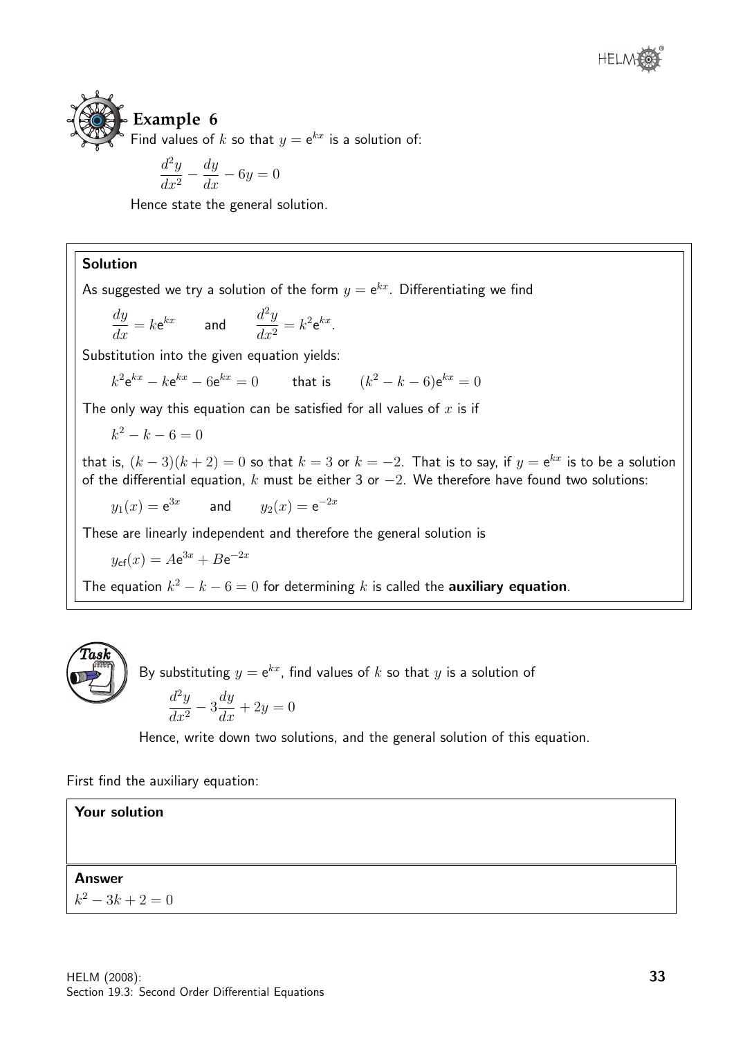## Example 6

Find values of $k$ so that $y = e^{kx}$ is a solution of:

$$\frac{d^2y}{dx^2} - \frac{dy}{dx} - 6y = 0$$

Hence state the general solution.

**Solution**

As suggested we try a solution of the form $y = e^{kx}$. Differentiating we find

$$\frac{dy}{dx} = ke^{kx} \qquad \text{and} \qquad \frac{d^2y}{dx^2} = k^2e^{kx}.$$

Substitution into the given equation yields:

$$k^2e^{kx} - ke^{kx} - 6e^{kx} = 0 \qquad \text{that is} \qquad (k^2 - k - 6)e^{kx} = 0$$

The only way this equation can be satisfied for all values of $x$ is if

$$k^2 - k - 6 = 0$$

that is, $(k-3)(k+2) = 0$ so that $k = 3$ or $k = -2$. That is to say, if $y = e^{kx}$ is to be a solution of the differential equation, $k$ must be either 3 or $-2$. We therefore have found two solutions:

$$y_1(x) = e^{3x} \qquad \text{and} \qquad y_2(x) = e^{-2x}$$

These are linearly independent and therefore the general solution is

$$y_{cf}(x) = Ae^{3x} + Be^{-2x}$$

The equation $k^2 - k - 6 = 0$ for determining $k$ is called the **auxiliary equation**.

**Task**

By substituting $y = e^{kx}$, find values of $k$ so that $y$ is a solution of

$$\frac{d^2y}{dx^2} - 3\frac{dy}{dx} + 2y = 0$$

Hence, write down two solutions, and the general solution of this equation.

First find the auxiliary equation:

**Your solution**

**Answer**

$k^2 - 3k + 2 = 0$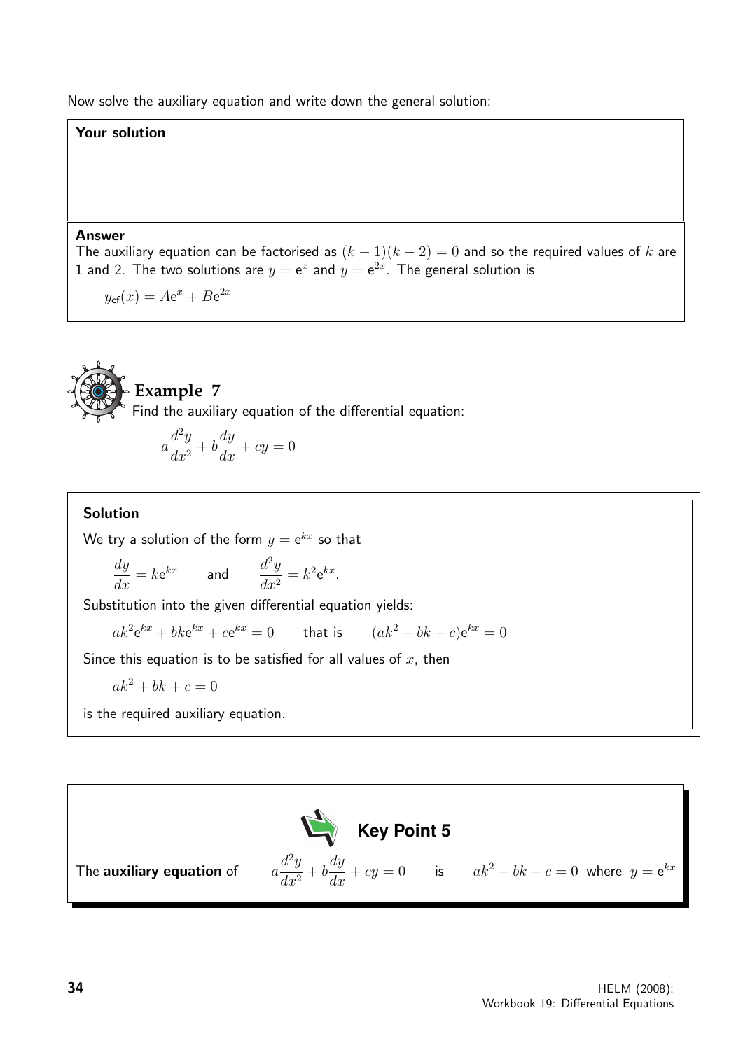Now solve the auxiliary equation and write down the general solution:

**Your solution**

**Answer**

The auxiliary equation can be factorised as $(k-1)(k-2) = 0$ and so the required values of $k$ are 1 and 2. The two solutions are $y = \mathrm{e}^{x}$ and $y = \mathrm{e}^{2x}$. The general solution is

$$y_{\mathsf{cf}}(x) = A\mathrm{e}^{x} + B\mathrm{e}^{2x}$$

## Example 7

Find the auxiliary equation of the differential equation:

$$a\frac{d^2y}{dx^2} + b\frac{dy}{dx} + cy = 0$$

**Solution**

We try a solution of the form $y = \mathrm{e}^{kx}$ so that

$$\frac{dy}{dx} = k\mathrm{e}^{kx} \qquad \text{and} \qquad \frac{d^2y}{dx^2} = k^2\mathrm{e}^{kx}.$$

Substitution into the given differential equation yields:

$$ak^2\mathrm{e}^{kx} + bk\mathrm{e}^{kx} + c\mathrm{e}^{kx} = 0 \qquad \text{that is} \qquad (ak^2 + bk + c)\mathrm{e}^{kx} = 0$$

Since this equation is to be satisfied for all values of $x$, then

$$ak^2 + bk + c = 0$$

is the required auxiliary equation.

**Key Point 5**

The **auxiliary equation** of $\quad a\dfrac{d^2y}{dx^2} + b\dfrac{dy}{dx} + cy = 0 \quad$ is $\quad ak^2 + bk + c = 0\;$ where $\;y = \mathrm{e}^{kx}$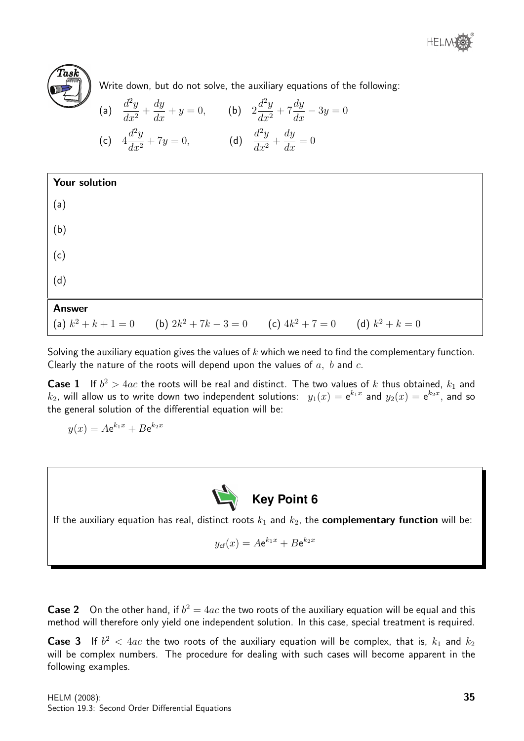**Task**

Write down, but do not solve, the auxiliary equations of the following:

(a) $\dfrac{d^2y}{dx^2} + \dfrac{dy}{dx} + y = 0,$ (b) $2\dfrac{d^2y}{dx^2} + 7\dfrac{dy}{dx} - 3y = 0$

(c) $4\dfrac{d^2y}{dx^2} + 7y = 0,$ (d) $\dfrac{d^2y}{dx^2} + \dfrac{dy}{dx} = 0$

**Your solution**

(a)

(b)

(c)

(d)

**Answer**

(a) $k^2 + k + 1 = 0$ (b) $2k^2 + 7k - 3 = 0$ (c) $4k^2 + 7 = 0$ (d) $k^2 + k = 0$

Solving the auxiliary equation gives the values of $k$ which we need to find the complementary function. Clearly the nature of the roots will depend upon the values of $a,\ b$ and $c$.

**Case 1** If $b^2 > 4ac$ the roots will be real and distinct. The two values of $k$ thus obtained, $k_1$ and $k_2$, will allow us to write down two independent solutions: $y_1(x) = \mathrm{e}^{k_1 x}$ and $y_2(x) = \mathrm{e}^{k_2 x}$, and so the general solution of the differential equation will be:

$$y(x) = A\mathrm{e}^{k_1 x} + B\mathrm{e}^{k_2 x}$$

**Key Point 6**

If the auxiliary equation has real, distinct roots $k_1$ and $k_2$, the **complementary function** will be:

$$y_{\mathsf{cf}}(x) = A\mathrm{e}^{k_1 x} + B\mathrm{e}^{k_2 x}$$

**Case 2** On the other hand, if $b^2 = 4ac$ the two roots of the auxiliary equation will be equal and this method will therefore only yield one independent solution. In this case, special treatment is required.

**Case 3** If $b^2 < 4ac$ the two roots of the auxiliary equation will be complex, that is, $k_1$ and $k_2$ will be complex numbers. The procedure for dealing with such cases will become apparent in the following examples.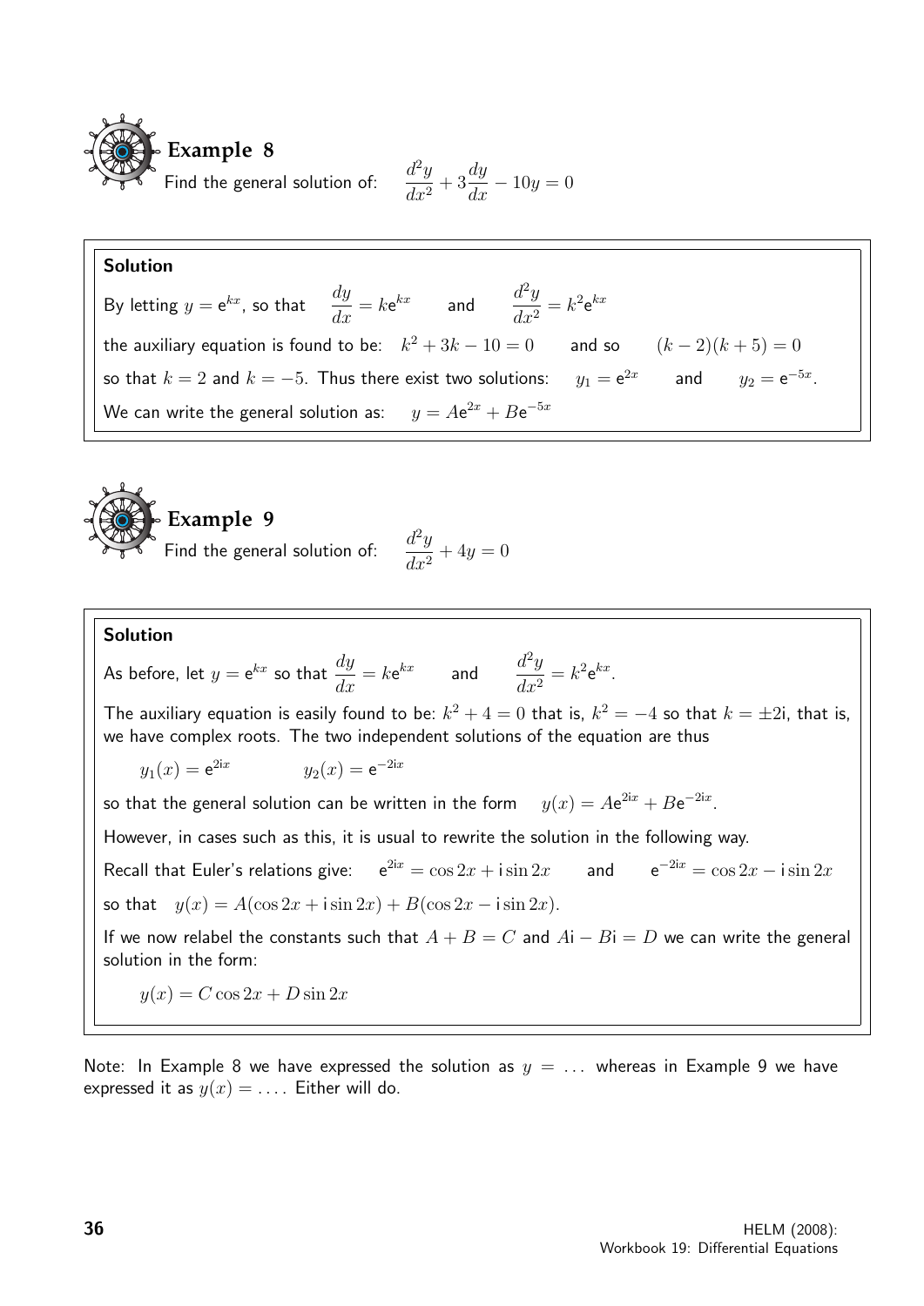## Example 8

Find the general solution of: $\dfrac{d^2y}{dx^2} + 3\dfrac{dy}{dx} - 10y = 0$

**Solution**

By letting $y = e^{kx}$, so that $\dfrac{dy}{dx} = ke^{kx}$ and $\dfrac{d^2y}{dx^2} = k^2e^{kx}$

the auxiliary equation is found to be: $k^2 + 3k - 10 = 0$ and so $(k-2)(k+5) = 0$

so that $k = 2$ and $k = -5$. Thus there exist two solutions: $y_1 = e^{2x}$ and $y_2 = e^{-5x}$.

We can write the general solution as: $y = Ae^{2x} + Be^{-5x}$

## Example 9

Find the general solution of: $\dfrac{d^2y}{dx^2} + 4y = 0$

**Solution**

As before, let $y = e^{kx}$ so that $\dfrac{dy}{dx} = ke^{kx}$ and $\dfrac{d^2y}{dx^2} = k^2e^{kx}$.

The auxiliary equation is easily found to be: $k^2 + 4 = 0$ that is, $k^2 = -4$ so that $k = \pm 2\mathrm{i}$, that is, we have complex roots. The two independent solutions of the equation are thus

$y_1(x) = e^{2\mathrm{i}x}$ $\qquad$ $y_2(x) = e^{-2\mathrm{i}x}$

so that the general solution can be written in the form $y(x) = Ae^{2\mathrm{i}x} + Be^{-2\mathrm{i}x}$.

However, in cases such as this, it is usual to rewrite the solution in the following way.

Recall that Euler's relations give: $e^{2\mathrm{i}x} = \cos 2x + \mathrm{i}\sin 2x$ and $e^{-2\mathrm{i}x} = \cos 2x - \mathrm{i}\sin 2x$

so that $y(x) = A(\cos 2x + \mathrm{i}\sin 2x) + B(\cos 2x - \mathrm{i}\sin 2x)$.

If we now relabel the constants such that $A + B = C$ and $A\mathrm{i} - B\mathrm{i} = D$ we can write the general solution in the form:

$y(x) = C\cos 2x + D\sin 2x$

Note: In Example 8 we have expressed the solution as $y = \ldots$ whereas in Example 9 we have expressed it as $y(x) = \ldots$. Either will do.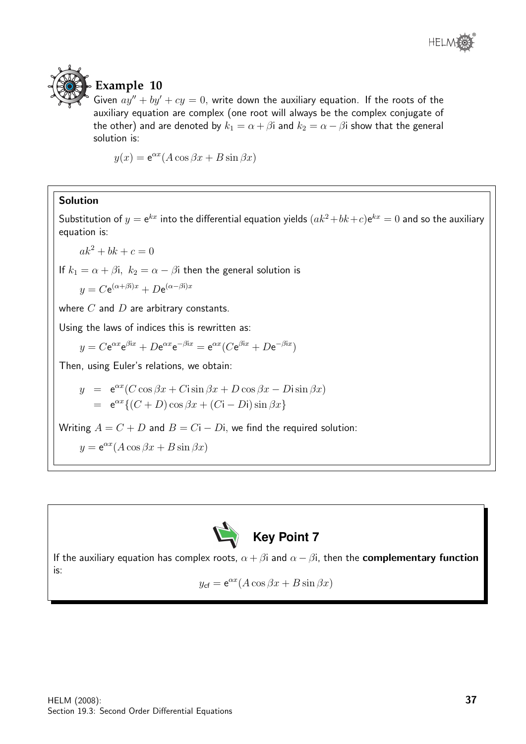## Example 10

Given $ay'' + by' + cy = 0$, write down the auxiliary equation. If the roots of the auxiliary equation are complex (one root will always be the complex conjugate of the other) and are denoted by $k_1 = \alpha + \beta\text{i}$ and $k_2 = \alpha - \beta\text{i}$ show that the general solution is:

$$y(x) = \text{e}^{\alpha x}(A\cos\beta x + B\sin\beta x)$$

### Solution

Substitution of $y = \text{e}^{kx}$ into the differential equation yields $(ak^2 + bk + c)\text{e}^{kx} = 0$ and so the auxiliary equation is:

$$ak^2 + bk + c = 0$$

If $k_1 = \alpha + \beta\text{i},\ k_2 = \alpha - \beta\text{i}$ then the general solution is

$$y = C\text{e}^{(\alpha+\beta\text{i})x} + D\text{e}^{(\alpha-\beta\text{i})x}$$

where $C$ and $D$ are arbitrary constants.

Using the laws of indices this is rewritten as:

$$y = C\text{e}^{\alpha x}\text{e}^{\beta\text{i}x} + D\text{e}^{\alpha x}\text{e}^{-\beta\text{i}x} = \text{e}^{\alpha x}(C\text{e}^{\beta\text{i}x} + D\text{e}^{-\beta\text{i}x})$$

Then, using Euler's relations, we obtain:

$$\begin{aligned} y &= \text{e}^{\alpha x}(C\cos\beta x + C\text{i}\sin\beta x + D\cos\beta x - D\text{i}\sin\beta x) \\ &= \text{e}^{\alpha x}\{(C + D)\cos\beta x + (C\text{i} - D\text{i})\sin\beta x\} \end{aligned}$$

Writing $A = C + D$ and $B = C\text{i} - D\text{i}$, we find the required solution:

$$y = \text{e}^{\alpha x}(A\cos\beta x + B\sin\beta x)$$

---

### Key Point 7

If the auxiliary equation has complex roots, $\alpha + \beta\text{i}$ and $\alpha - \beta\text{i}$, then the **complementary function** is:

$$y_{\text{cf}} = \text{e}^{\alpha x}(A\cos\beta x + B\sin\beta x)$$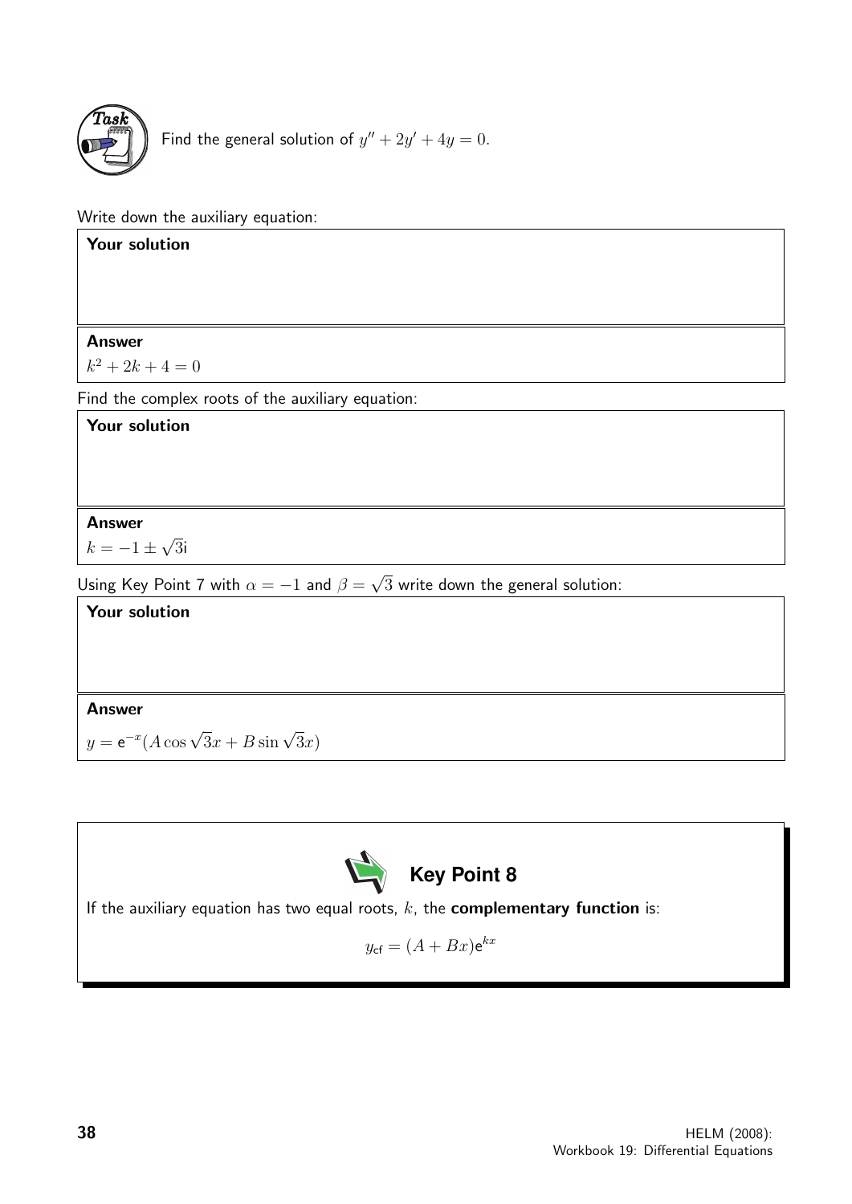**Task**

Find the general solution of $y'' + 2y' + 4y = 0$.

Write down the auxiliary equation:

**Your solution**

**Answer**

$k^2 + 2k + 4 = 0$

Find the complex roots of the auxiliary equation:

**Your solution**

**Answer**

$k = -1 \pm \sqrt{3}\mathrm{i}$

Using Key Point 7 with $\alpha = -1$ and $\beta = \sqrt{3}$ write down the general solution:

**Your solution**

**Answer**

$y = \mathrm{e}^{-x}(A\cos\sqrt{3}x + B\sin\sqrt{3}x)$

**Key Point 8**

If the auxiliary equation has two equal roots, $k$, the **complementary function** is:

$$y_{\mathsf{cf}} = (A + Bx)\mathrm{e}^{kx}$$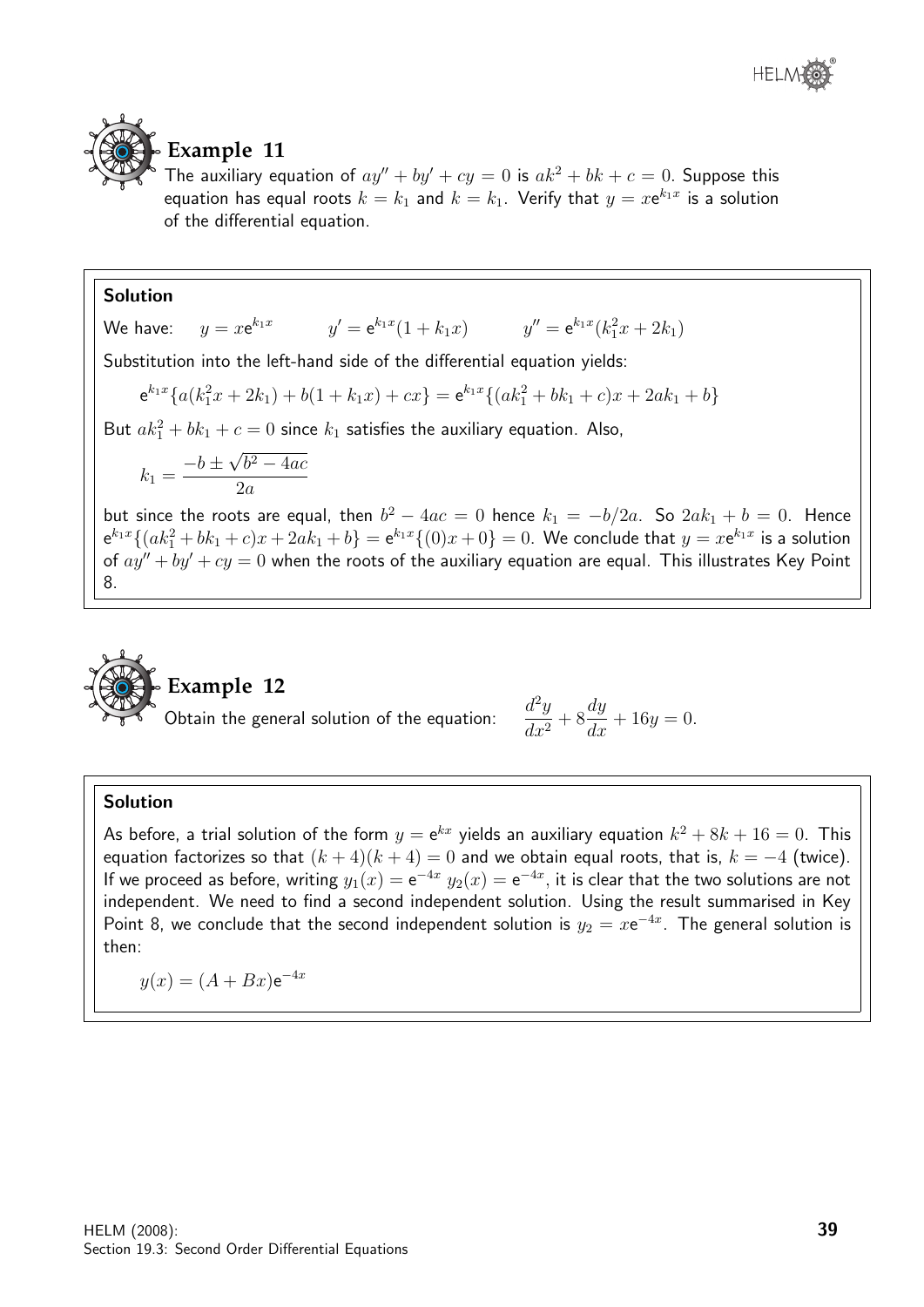## Example 11

The auxiliary equation of $ay'' + by' + cy = 0$ is $ak^2 + bk + c = 0$. Suppose this equation has equal roots $k = k_1$ and $k = k_1$. Verify that $y = x\mathrm{e}^{k_1 x}$ is a solution of the differential equation.

**Solution**

We have: $\quad y = x\mathrm{e}^{k_1 x} \qquad y' = \mathrm{e}^{k_1 x}(1 + k_1 x) \qquad y'' = \mathrm{e}^{k_1 x}(k_1^2 x + 2k_1)$

Substitution into the left-hand side of the differential equation yields:

$$\mathrm{e}^{k_1 x}\{a(k_1^2 x + 2k_1) + b(1 + k_1 x) + cx\} = \mathrm{e}^{k_1 x}\{(ak_1^2 + bk_1 + c)x + 2ak_1 + b\}$$

But $ak_1^2 + bk_1 + c = 0$ since $k_1$ satisfies the auxiliary equation. Also,

$$k_1 = \frac{-b \pm \sqrt{b^2 - 4ac}}{2a}$$

but since the roots are equal, then $b^2 - 4ac = 0$ hence $k_1 = -b/2a$. So $2ak_1 + b = 0$. Hence $\mathrm{e}^{k_1 x}\{(ak_1^2 + bk_1 + c)x + 2ak_1 + b\} = \mathrm{e}^{k_1 x}\{(0)x + 0\} = 0$. We conclude that $y = x\mathrm{e}^{k_1 x}$ is a solution of $ay'' + by' + cy = 0$ when the roots of the auxiliary equation are equal. This illustrates Key Point 8.

## Example 12

Obtain the general solution of the equation: $\quad \dfrac{d^2y}{dx^2} + 8\dfrac{dy}{dx} + 16y = 0.$

**Solution**

As before, a trial solution of the form $y = \mathrm{e}^{kx}$ yields an auxiliary equation $k^2 + 8k + 16 = 0$. This equation factorizes so that $(k + 4)(k + 4) = 0$ and we obtain equal roots, that is, $k = -4$ (twice). If we proceed as before, writing $y_1(x) = \mathrm{e}^{-4x}$ $y_2(x) = \mathrm{e}^{-4x}$, it is clear that the two solutions are not independent. We need to find a second independent solution. Using the result summarised in Key Point 8, we conclude that the second independent solution is $y_2 = x\mathrm{e}^{-4x}$. The general solution is then:

$$y(x) = (A + Bx)\mathrm{e}^{-4x}$$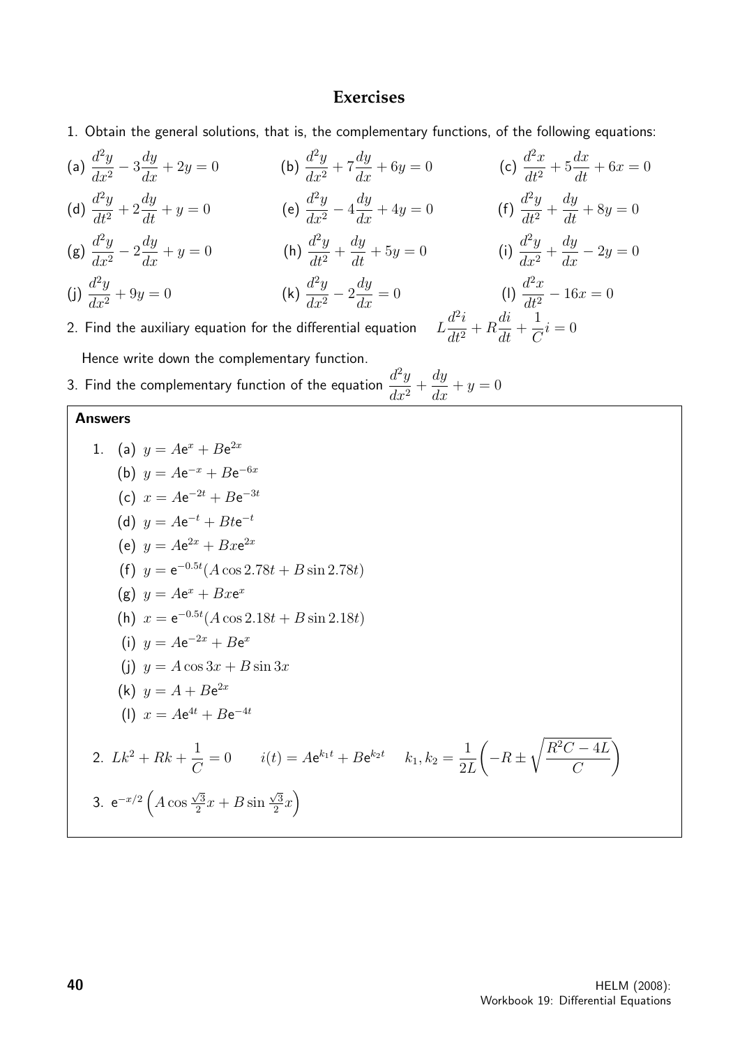## Exercises

1. Obtain the general solutions, that is, the complementary functions, of the following equations:

(a) $\dfrac{d^2y}{dx^2} - 3\dfrac{dy}{dx} + 2y = 0$ (b) $\dfrac{d^2y}{dx^2} + 7\dfrac{dy}{dx} + 6y = 0$ (c) $\dfrac{d^2x}{dt^2} + 5\dfrac{dx}{dt} + 6x = 0$

(d) $\dfrac{d^2y}{dt^2} + 2\dfrac{dy}{dt} + y = 0$ (e) $\dfrac{d^2y}{dx^2} - 4\dfrac{dy}{dx} + 4y = 0$ (f) $\dfrac{d^2y}{dt^2} + \dfrac{dy}{dt} + 8y = 0$

(g) $\dfrac{d^2y}{dx^2} - 2\dfrac{dy}{dx} + y = 0$ (h) $\dfrac{d^2y}{dt^2} + \dfrac{dy}{dt} + 5y = 0$ (i) $\dfrac{d^2y}{dx^2} + \dfrac{dy}{dx} - 2y = 0$

(j) $\dfrac{d^2y}{dx^2} + 9y = 0$ (k) $\dfrac{d^2y}{dx^2} - 2\dfrac{dy}{dx} = 0$ (l) $\dfrac{d^2x}{dt^2} - 16x = 0$

2. Find the auxiliary equation for the differential equation $L\dfrac{d^2i}{dt^2} + R\dfrac{di}{dt} + \dfrac{1}{C}i = 0$

Hence write down the complementary function.

3. Find the complementary function of the equation $\dfrac{d^2y}{dx^2} + \dfrac{dy}{dx} + y = 0$

**Answers**

1. (a) $y = A\mathrm{e}^{x} + B\mathrm{e}^{2x}$

(b) $y = A\mathrm{e}^{-x} + B\mathrm{e}^{-6x}$

(c) $x = A\mathrm{e}^{-2t} + B\mathrm{e}^{-3t}$

(d) $y = A\mathrm{e}^{-t} + Bt\mathrm{e}^{-t}$

(e) $y = A\mathrm{e}^{2x} + Bx\mathrm{e}^{2x}$

(f) $y = \mathrm{e}^{-0.5t}(A\cos 2.78t + B\sin 2.78t)$

(g) $y = A\mathrm{e}^{x} + Bx\mathrm{e}^{x}$

(h) $x = \mathrm{e}^{-0.5t}(A\cos 2.18t + B\sin 2.18t)$

(i) $y = A\mathrm{e}^{-2x} + B\mathrm{e}^{x}$

(j) $y = A\cos 3x + B\sin 3x$

(k) $y = A + B\mathrm{e}^{2x}$

(l) $x = A\mathrm{e}^{4t} + B\mathrm{e}^{-4t}$

2. $Lk^2 + Rk + \dfrac{1}{C} = 0 \qquad i(t) = A\mathrm{e}^{k_1 t} + B\mathrm{e}^{k_2 t} \qquad k_1, k_2 = \dfrac{1}{2L}\left(-R \pm \sqrt{\dfrac{R^2C - 4L}{C}}\right)$

3. $\mathrm{e}^{-x/2}\left(A\cos \frac{\sqrt{3}}{2}x + B\sin \frac{\sqrt{3}}{2}x\right)$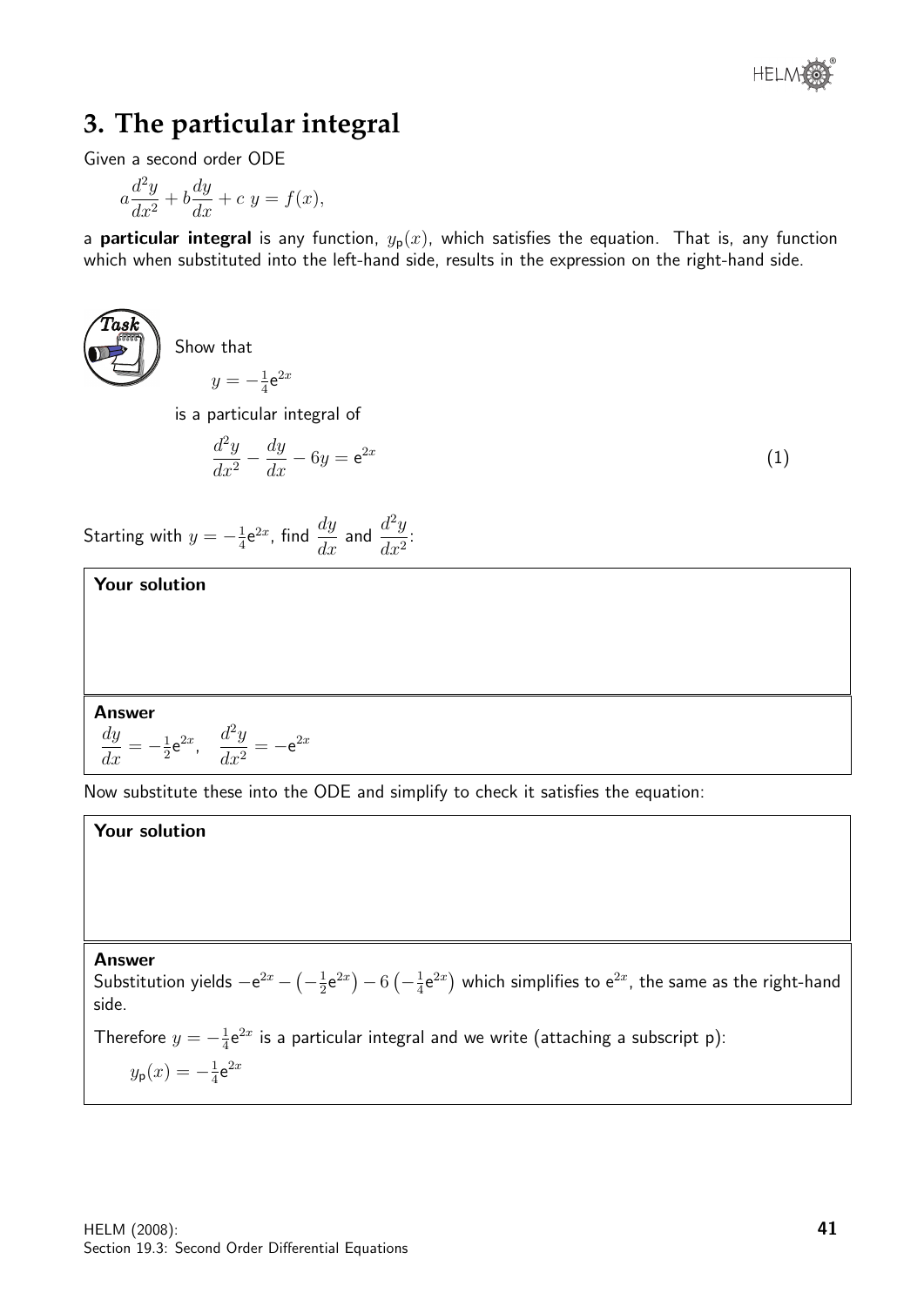## 3. The particular integral

Given a second order ODE

$$a\frac{d^2y}{dx^2} + b\frac{dy}{dx} + c\ y = f(x),$$

a **particular integral** is any function, $y_p(x)$, which satisfies the equation. That is, any function which when substituted into the left-hand side, results in the expression on the right-hand side.

**Task**

Show that

$$y = -\tfrac{1}{4}e^{2x}$$

is a particular integral of

$$\frac{d^2y}{dx^2} - \frac{dy}{dx} - 6y = e^{2x} \qquad (1)$$

Starting with $y = -\frac{1}{4}e^{2x}$, find $\dfrac{dy}{dx}$ and $\dfrac{d^2y}{dx^2}$:

**Your solution**

**Answer**

$\dfrac{dy}{dx} = -\frac{1}{2}e^{2x}, \quad \dfrac{d^2y}{dx^2} = -e^{2x}$

Now substitute these into the ODE and simplify to check it satisfies the equation:

**Your solution**

**Answer**

Substitution yields $-e^{2x} - \left(-\frac{1}{2}e^{2x}\right) - 6\left(-\frac{1}{4}e^{2x}\right)$ which simplifies to $e^{2x}$, the same as the right-hand side.

Therefore $y = -\frac{1}{4}e^{2x}$ is a particular integral and we write (attaching a subscript p):

$$y_p(x) = -\tfrac{1}{4}e^{2x}$$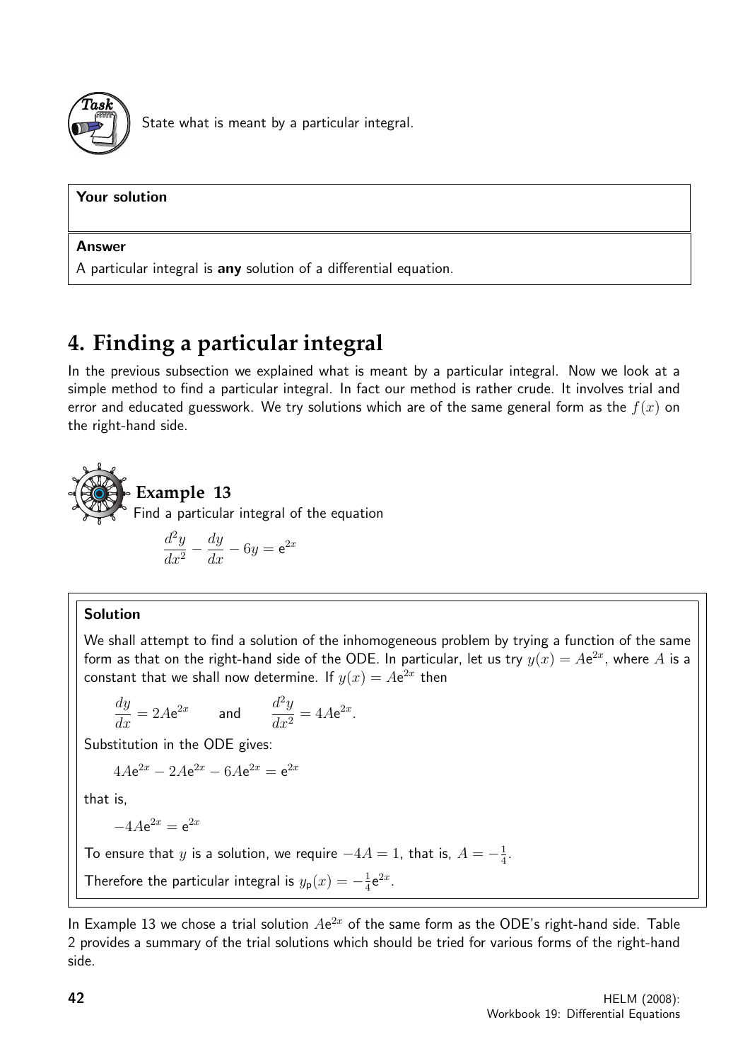**Task**

State what is meant by a particular integral.

**Your solution**

**Answer**

A particular integral is **any** solution of a differential equation.

# 4. Finding a particular integral

In the previous subsection we explained what is meant by a particular integral. Now we look at a simple method to find a particular integral. In fact our method is rather crude. It involves trial and error and educated guesswork. We try solutions which are of the same general form as the $f(x)$ on the right-hand side.

## Example 13

Find a particular integral of the equation

$$\frac{d^2y}{dx^2} - \frac{dy}{dx} - 6y = e^{2x}$$

**Solution**

We shall attempt to find a solution of the inhomogeneous problem by trying a function of the same form as that on the right-hand side of the ODE. In particular, let us try $y(x) = Ae^{2x}$, where $A$ is a constant that we shall now determine. If $y(x) = Ae^{2x}$ then

$$\frac{dy}{dx} = 2Ae^{2x} \qquad \text{and} \qquad \frac{d^2y}{dx^2} = 4Ae^{2x}.$$

Substitution in the ODE gives:

$$4Ae^{2x} - 2Ae^{2x} - 6Ae^{2x} = e^{2x}$$

that is,

$$-4Ae^{2x} = e^{2x}$$

To ensure that $y$ is a solution, we require $-4A = 1$, that is, $A = -\frac{1}{4}$.

Therefore the particular integral is $y_p(x) = -\frac{1}{4}e^{2x}$.

In Example 13 we chose a trial solution $Ae^{2x}$ of the same form as the ODE's right-hand side. Table 2 provides a summary of the trial solutions which should be tried for various forms of the right-hand side.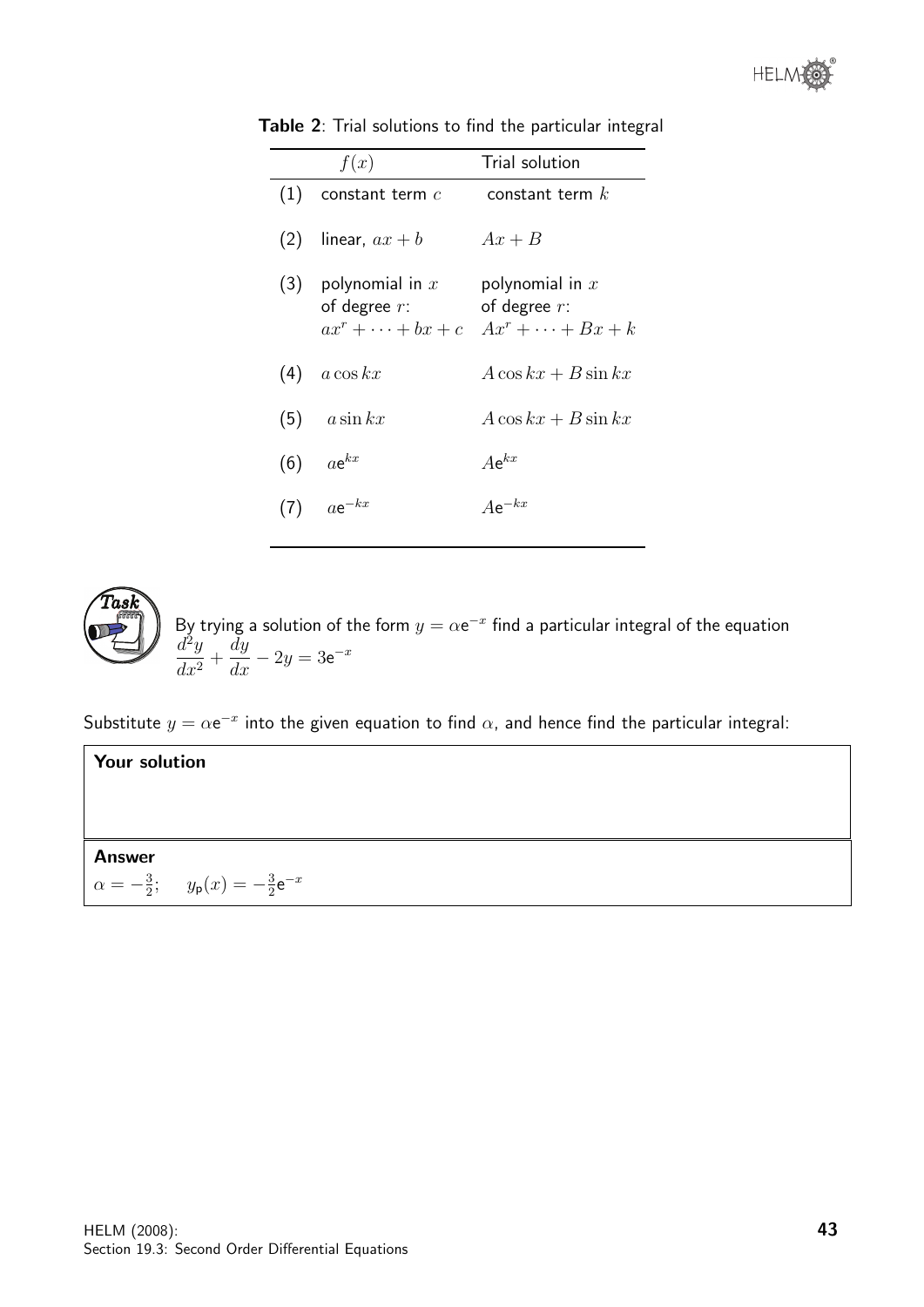**Table 2**: Trial solutions to find the particular integral

| | $f(x)$ | Trial solution |
|---|---|---|
| (1) | constant term $c$ | constant term $k$ |
| (2) | linear, $ax + b$ | $Ax + B$ |
| (3) | polynomial in $x$ of degree $r$: $ax^r + \cdots + bx + c$ | polynomial in $x$ of degree $r$: $Ax^r + \cdots + Bx + k$ |
| (4) | $a \cos kx$ | $A \cos kx + B \sin kx$ |
| (5) | $a \sin kx$ | $A \cos kx + B \sin kx$ |
| (6) | $a\mathrm{e}^{kx}$ | $A\mathrm{e}^{kx}$ |
| (7) | $a\mathrm{e}^{-kx}$ | $A\mathrm{e}^{-kx}$ |

**Task**

By trying a solution of the form $y = \alpha \mathrm{e}^{-x}$ find a particular integral of the equation
$\dfrac{d^2y}{dx^2} + \dfrac{dy}{dx} - 2y = 3\mathrm{e}^{-x}$

Substitute $y = \alpha \mathrm{e}^{-x}$ into the given equation to find $\alpha$, and hence find the particular integral:

**Your solution**

**Answer**

$\alpha = -\frac{3}{2}$; $\quad y_{\mathsf{p}}(x) = -\frac{3}{2}\mathrm{e}^{-x}$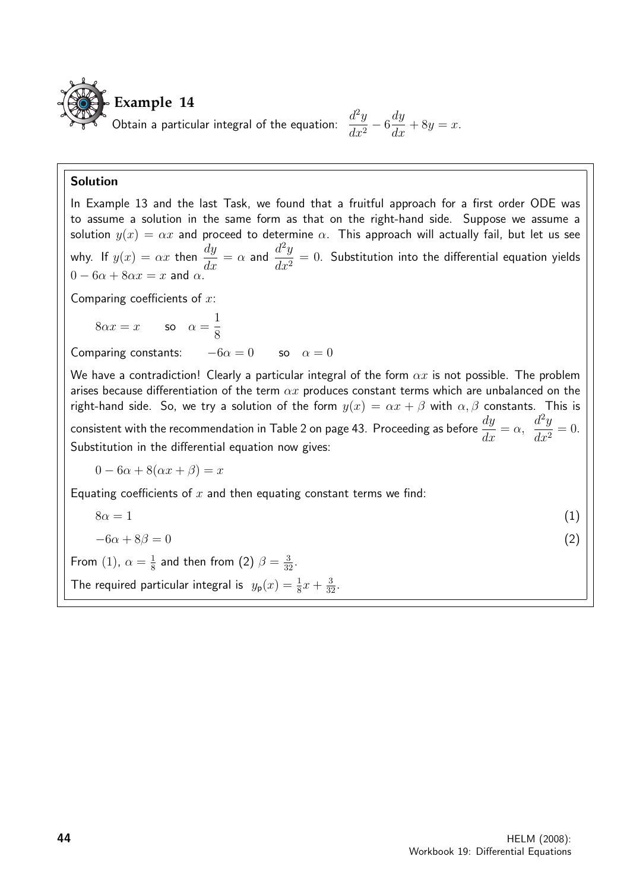## Example 14

Obtain a particular integral of the equation: $\dfrac{d^2y}{dx^2} - 6\dfrac{dy}{dx} + 8y = x.$

### Solution

In Example 13 and the last Task, we found that a fruitful approach for a first order ODE was to assume a solution in the same form as that on the right-hand side. Suppose we assume a solution $y(x) = \alpha x$ and proceed to determine $\alpha$. This approach will actually fail, but let us see why. If $y(x) = \alpha x$ then $\dfrac{dy}{dx} = \alpha$ and $\dfrac{d^2y}{dx^2} = 0$. Substitution into the differential equation yields $0 - 6\alpha + 8\alpha x = x$ and $\alpha$.

Comparing coefficients of $x$:

$8\alpha x = x \qquad$ so $\quad \alpha = \dfrac{1}{8}$

Comparing constants: $\qquad -6\alpha = 0 \qquad$ so $\quad \alpha = 0$

We have a contradiction! Clearly a particular integral of the form $\alpha x$ is not possible. The problem arises because differentiation of the term $\alpha x$ produces constant terms which are unbalanced on the right-hand side. So, we try a solution of the form $y(x) = \alpha x + \beta$ with $\alpha, \beta$ constants. This is consistent with the recommendation in Table 2 on page 43. Proceeding as before $\dfrac{dy}{dx} = \alpha,\ \dfrac{d^2y}{dx^2} = 0.$ Substitution in the differential equation now gives:

$$0 - 6\alpha + 8(\alpha x + \beta) = x$$

Equating coefficients of $x$ and then equating constant terms we find:

$$8\alpha = 1 \qquad (1)$$

$$-6\alpha + 8\beta = 0 \qquad (2)$$

From (1), $\alpha = \frac{1}{8}$ and then from (2) $\beta = \frac{3}{32}$.

The required particular integral is $y_p(x) = \frac{1}{8}x + \frac{3}{32}$.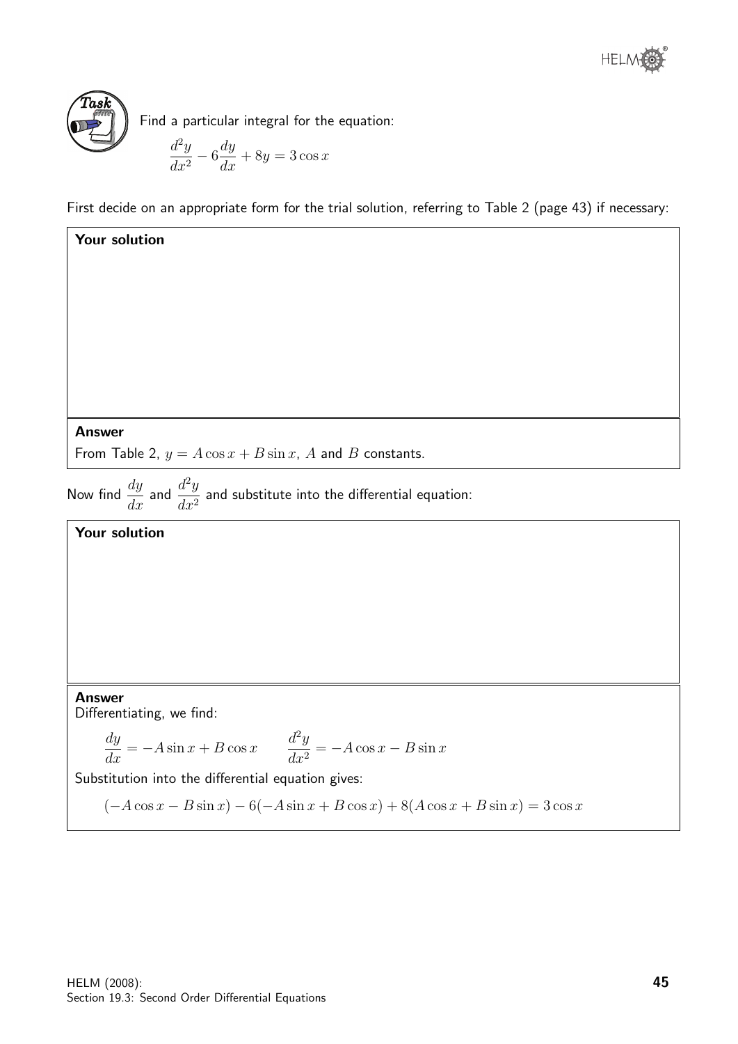**Task**

Find a particular integral for the equation:

$$\frac{d^2y}{dx^2} - 6\frac{dy}{dx} + 8y = 3\cos x$$

First decide on an appropriate form for the trial solution, referring to Table 2 (page 43) if necessary:

**Your solution**

**Answer**

From Table 2, $y = A\cos x + B\sin x$, $A$ and $B$ constants.

Now find $\dfrac{dy}{dx}$ and $\dfrac{d^2y}{dx^2}$ and substitute into the differential equation:

**Your solution**

**Answer**

Differentiating, we find:

$$\frac{dy}{dx} = -A\sin x + B\cos x \qquad \frac{d^2y}{dx^2} = -A\cos x - B\sin x$$

Substitution into the differential equation gives:

$$(-A\cos x - B\sin x) - 6(-A\sin x + B\cos x) + 8(A\cos x + B\sin x) = 3\cos x$$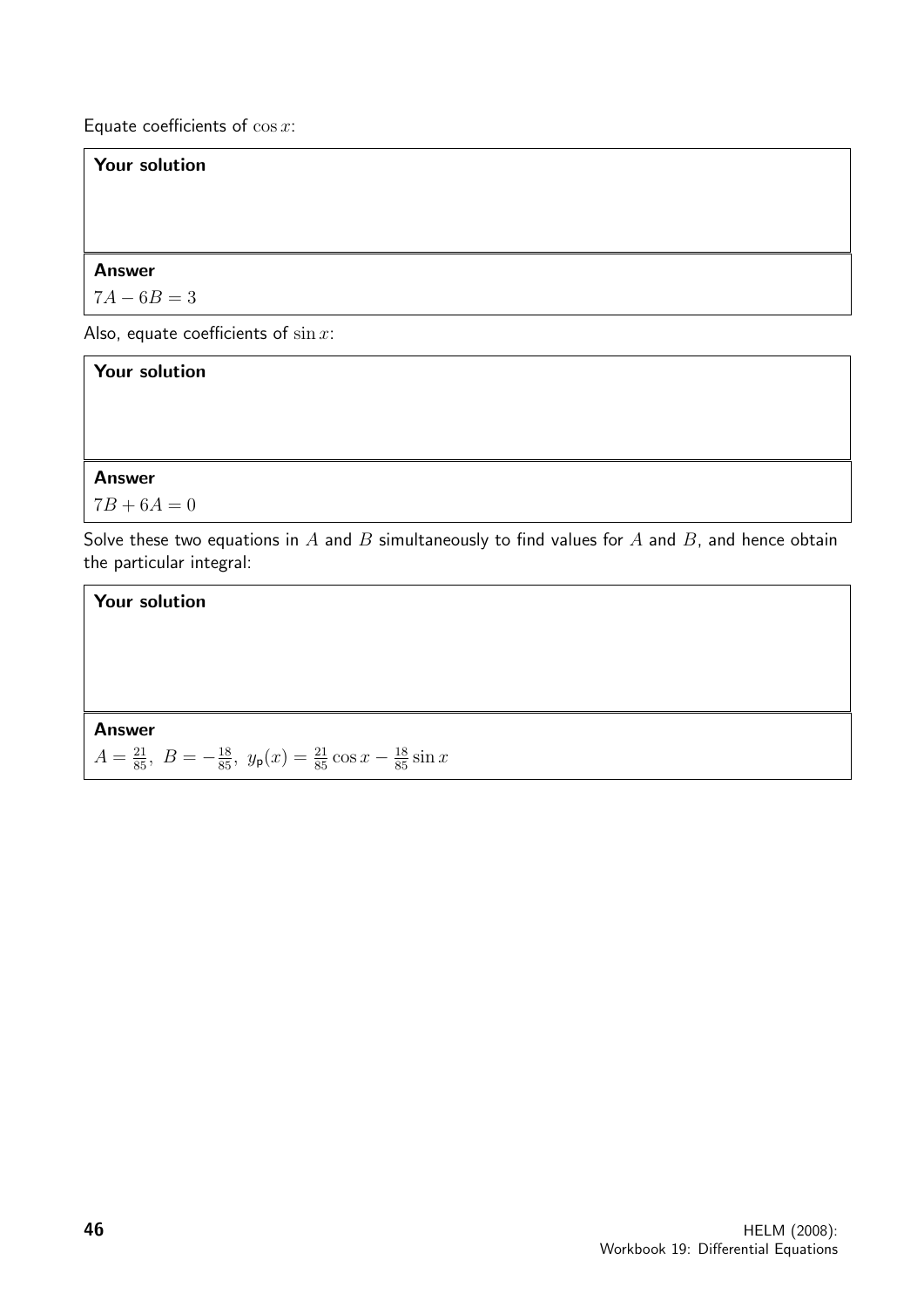Equate coefficients of $\cos x$:

**Your solution**

**Answer**

$7A - 6B = 3$

Also, equate coefficients of $\sin x$:

**Your solution**

**Answer**

$7B + 6A = 0$

Solve these two equations in $A$ and $B$ simultaneously to find values for $A$ and $B$, and hence obtain the particular integral:

**Your solution**

**Answer**

$A = \frac{21}{85},\ B = -\frac{18}{85},\ y_{\mathsf{p}}(x) = \frac{21}{85}\cos x - \frac{18}{85}\sin x$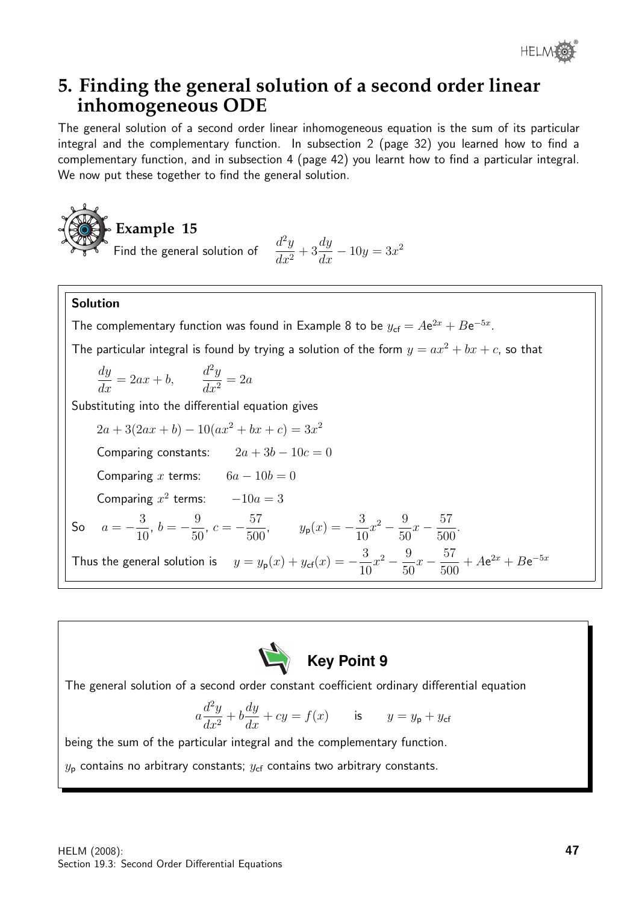## 5. Finding the general solution of a second order linear inhomogeneous ODE

The general solution of a second order linear inhomogeneous equation is the sum of its particular integral and the complementary function. In subsection 2 (page 32) you learned how to find a complementary function, and in subsection 4 (page 42) you learnt how to find a particular integral. We now put these together to find the general solution.

### Example 15

Find the general solution of $\quad \dfrac{d^2y}{dx^2} + 3\dfrac{dy}{dx} - 10y = 3x^2$

#### Solution

The complementary function was found in Example 8 to be $y_{\mathsf{cf}} = A\mathrm{e}^{2x} + B\mathrm{e}^{-5x}$.

The particular integral is found by trying a solution of the form $y = ax^2 + bx + c$, so that

$$\frac{dy}{dx} = 2ax + b, \qquad \frac{d^2y}{dx^2} = 2a$$

Substituting into the differential equation gives

$$2a + 3(2ax + b) - 10(ax^2 + bx + c) = 3x^2$$

Comparing constants: $\quad 2a + 3b - 10c = 0$

Comparing $x$ terms: $\quad 6a - 10b = 0$

Comparing $x^2$ terms: $\quad -10a = 3$

So $\quad a = -\dfrac{3}{10},\ b = -\dfrac{9}{50},\ c = -\dfrac{57}{500}, \qquad y_{\mathsf{p}}(x) = -\dfrac{3}{10}x^2 - \dfrac{9}{50}x - \dfrac{57}{500}$.

Thus the general solution is $\quad y = y_{\mathsf{p}}(x) + y_{\mathsf{cf}}(x) = -\dfrac{3}{10}x^2 - \dfrac{9}{50}x - \dfrac{57}{500} + A\mathrm{e}^{2x} + B\mathrm{e}^{-5x}$

---

**Key Point 9**

The general solution of a second order constant coefficient ordinary differential equation

$$a\frac{d^2y}{dx^2} + b\frac{dy}{dx} + cy = f(x) \qquad \text{is} \qquad y = y_{\mathsf{p}} + y_{\mathsf{cf}}$$

being the sum of the particular integral and the complementary function.

$y_{\mathsf{p}}$ contains no arbitrary constants; $y_{\mathsf{cf}}$ contains two arbitrary constants.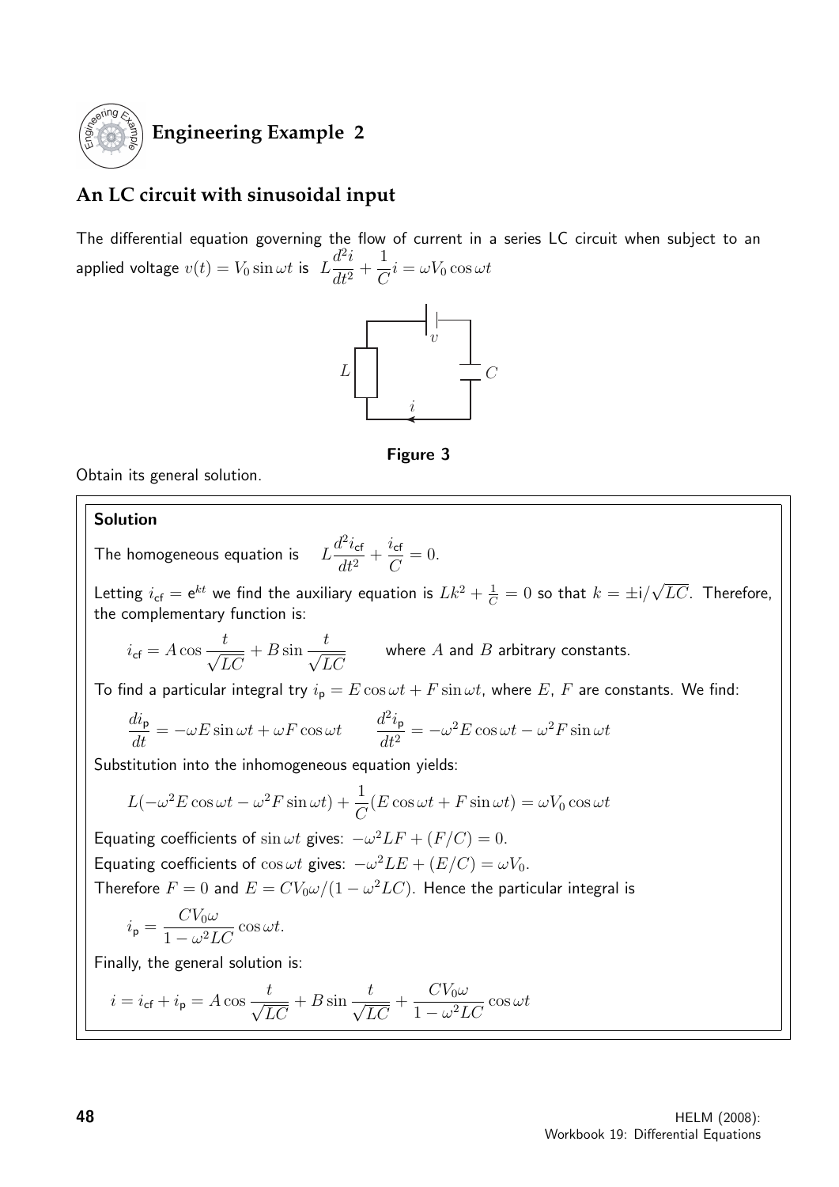## Engineering Example 2

### An LC circuit with sinusoidal input

The differential equation governing the flow of current in a series LC circuit when subject to an applied voltage $v(t) = V_0 \sin \omega t$ is $L\dfrac{d^2i}{dt^2} + \dfrac{1}{C}i = \omega V_0 \cos \omega t$

**Figure 3**

Obtain its general solution.

**Solution**

The homogeneous equation is $\quad L\dfrac{d^2 i_{\mathsf{cf}}}{dt^2} + \dfrac{i_{\mathsf{cf}}}{C} = 0.$

Letting $i_{\mathsf{cf}} = \mathsf{e}^{kt}$ we find the auxiliary equation is $Lk^2 + \frac{1}{C} = 0$ so that $k = \pm \mathsf{i}/\sqrt{LC}$. Therefore, the complementary function is:

$$i_{\mathsf{cf}} = A\cos\frac{t}{\sqrt{LC}} + B\sin\frac{t}{\sqrt{LC}} \qquad \text{where } A \text{ and } B \text{ arbitrary constants.}$$

To find a particular integral try $i_{\mathsf{p}} = E\cos\omega t + F\sin\omega t$, where $E$, $F$ are constants. We find:

$$\frac{di_{\mathsf{p}}}{dt} = -\omega E\sin\omega t + \omega F\cos\omega t \qquad \frac{d^2 i_{\mathsf{p}}}{dt^2} = -\omega^2 E\cos\omega t - \omega^2 F\sin\omega t$$

Substitution into the inhomogeneous equation yields:

$$L(-\omega^2 E\cos\omega t - \omega^2 F\sin\omega t) + \frac{1}{C}(E\cos\omega t + F\sin\omega t) = \omega V_0\cos\omega t$$

Equating coefficients of $\sin\omega t$ gives: $-\omega^2 LF + (F/C) = 0$.

Equating coefficients of $\cos\omega t$ gives: $-\omega^2 LE + (E/C) = \omega V_0$.

Therefore $F = 0$ and $E = CV_0\omega/(1-\omega^2 LC)$. Hence the particular integral is

$$i_{\mathsf{p}} = \frac{CV_0\omega}{1-\omega^2 LC}\cos\omega t.$$

Finally, the general solution is:

$$i = i_{\mathsf{cf}} + i_{\mathsf{p}} = A\cos\frac{t}{\sqrt{LC}} + B\sin\frac{t}{\sqrt{LC}} + \frac{CV_0\omega}{1-\omega^2 LC}\cos\omega t$$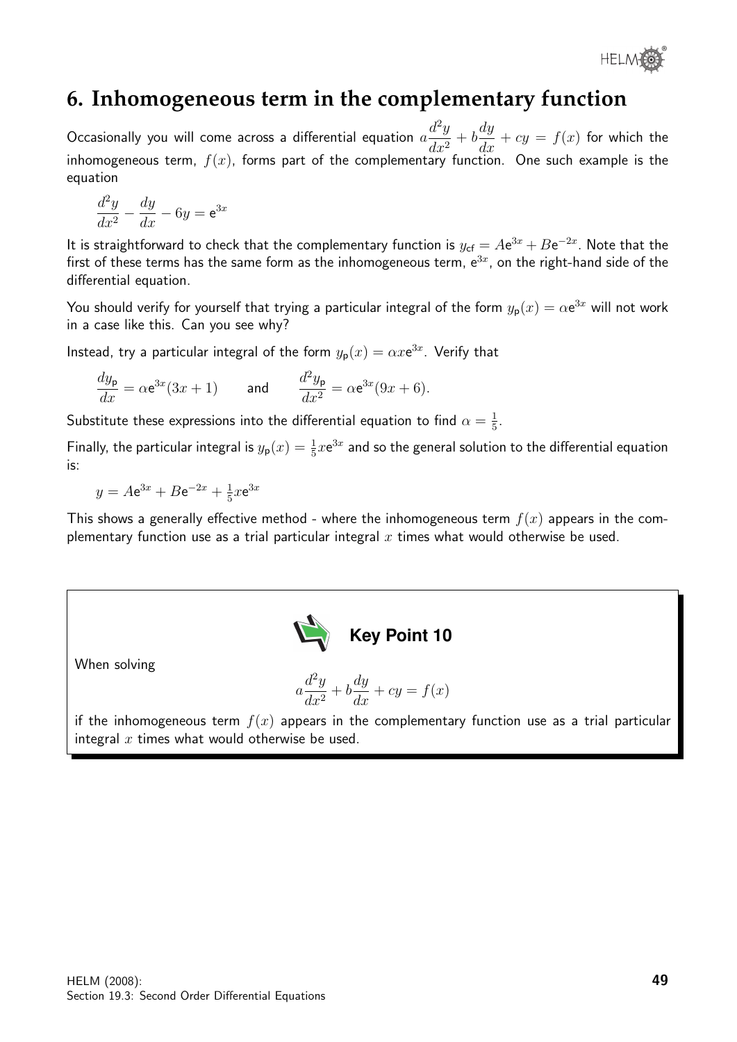## 6. Inhomogeneous term in the complementary function

Occasionally you will come across a differential equation $a\dfrac{d^2y}{dx^2} + b\dfrac{dy}{dx} + cy = f(x)$ for which the inhomogeneous term, $f(x)$, forms part of the complementary function. One such example is the equation

$$\frac{d^2y}{dx^2} - \frac{dy}{dx} - 6y = \mathrm{e}^{3x}$$

It is straightforward to check that the complementary function is $y_{\mathsf{cf}} = A\mathrm{e}^{3x} + B\mathrm{e}^{-2x}$. Note that the first of these terms has the same form as the inhomogeneous term, $\mathrm{e}^{3x}$, on the right-hand side of the differential equation.

You should verify for yourself that trying a particular integral of the form $y_{\mathsf{p}}(x) = \alpha\mathrm{e}^{3x}$ will not work in a case like this. Can you see why?

Instead, try a particular integral of the form $y_{\mathsf{p}}(x) = \alpha x\mathrm{e}^{3x}$. Verify that

$$\frac{dy_{\mathsf{p}}}{dx} = \alpha\mathrm{e}^{3x}(3x+1) \qquad \text{and} \qquad \frac{d^2y_{\mathsf{p}}}{dx^2} = \alpha\mathrm{e}^{3x}(9x+6).$$

Substitute these expressions into the differential equation to find $\alpha = \frac{1}{5}$.

Finally, the particular integral is $y_{\mathsf{p}}(x) = \frac{1}{5}x\mathrm{e}^{3x}$ and so the general solution to the differential equation is:

$$y = A\mathrm{e}^{3x} + B\mathrm{e}^{-2x} + \tfrac{1}{5}x\mathrm{e}^{3x}$$

This shows a generally effective method - where the inhomogeneous term $f(x)$ appears in the complementary function use as a trial particular integral $x$ times what would otherwise be used.

**Key Point 10**

When solving

$$a\frac{d^2y}{dx^2} + b\frac{dy}{dx} + cy = f(x)$$

if the inhomogeneous term $f(x)$ appears in the complementary function use as a trial particular integral $x$ times what would otherwise be used.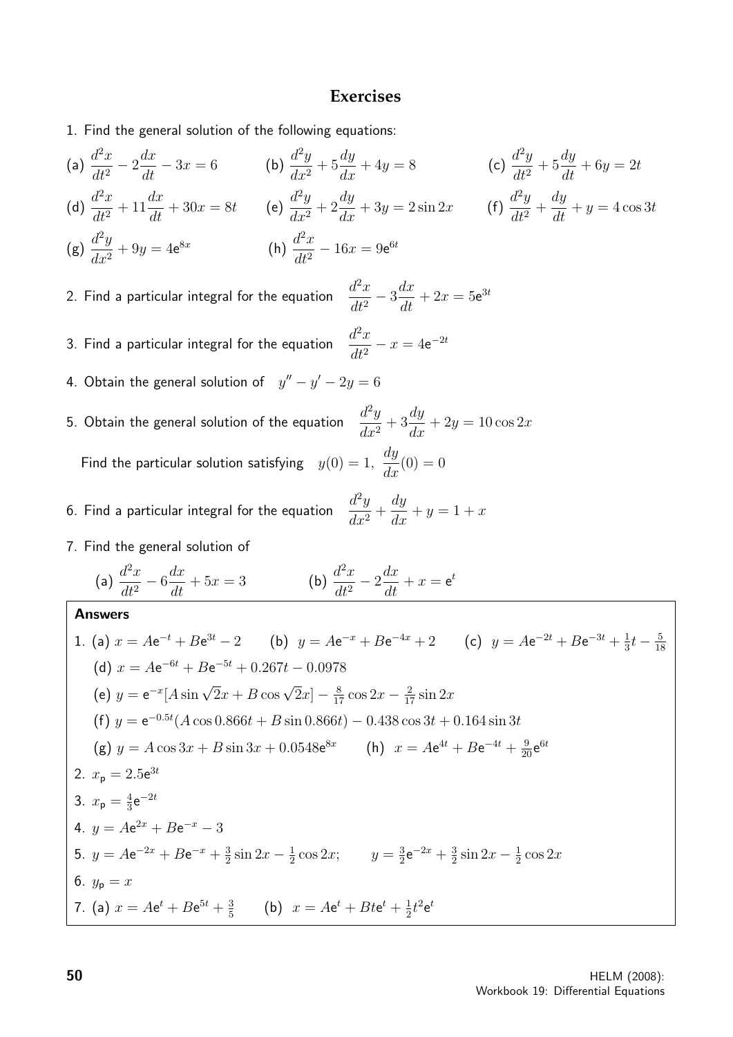## Exercises

1. Find the general solution of the following equations:

(a) $\dfrac{d^2x}{dt^2} - 2\dfrac{dx}{dt} - 3x = 6$ (b) $\dfrac{d^2y}{dx^2} + 5\dfrac{dy}{dx} + 4y = 8$ (c) $\dfrac{d^2y}{dt^2} + 5\dfrac{dy}{dt} + 6y = 2t$

(d) $\dfrac{d^2x}{dt^2} + 11\dfrac{dx}{dt} + 30x = 8t$ (e) $\dfrac{d^2y}{dx^2} + 2\dfrac{dy}{dx} + 3y = 2\sin 2x$ (f) $\dfrac{d^2y}{dt^2} + \dfrac{dy}{dt} + y = 4\cos 3t$

(g) $\dfrac{d^2y}{dx^2} + 9y = 4\mathrm{e}^{8x}$ (h) $\dfrac{d^2x}{dt^2} - 16x = 9\mathrm{e}^{6t}$

2. Find a particular integral for the equation $\dfrac{d^2x}{dt^2} - 3\dfrac{dx}{dt} + 2x = 5\mathrm{e}^{3t}$

3. Find a particular integral for the equation $\dfrac{d^2x}{dt^2} - x = 4\mathrm{e}^{-2t}$

4. Obtain the general solution of $y'' - y' - 2y = 6$

5. Obtain the general solution of the equation $\dfrac{d^2y}{dx^2} + 3\dfrac{dy}{dx} + 2y = 10\cos 2x$

   Find the particular solution satisfying $y(0) = 1,\ \dfrac{dy}{dx}(0) = 0$

6. Find a particular integral for the equation $\dfrac{d^2y}{dx^2} + \dfrac{dy}{dx} + y = 1 + x$

7. Find the general solution of

   (a) $\dfrac{d^2x}{dt^2} - 6\dfrac{dx}{dt} + 5x = 3$ (b) $\dfrac{d^2x}{dt^2} - 2\dfrac{dx}{dt} + x = \mathrm{e}^t$

### Answers

1. (a) $x = A\mathrm{e}^{-t} + B\mathrm{e}^{3t} - 2$ (b) $y = A\mathrm{e}^{-x} + B\mathrm{e}^{-4x} + 2$ (c) $y = A\mathrm{e}^{-2t} + B\mathrm{e}^{-3t} + \frac{1}{3}t - \frac{5}{18}$

   (d) $x = A\mathrm{e}^{-6t} + B\mathrm{e}^{-5t} + 0.267t - 0.0978$

   (e) $y = \mathrm{e}^{-x}[A\sin\sqrt{2}x + B\cos\sqrt{2}x] - \frac{8}{17}\cos 2x - \frac{2}{17}\sin 2x$

   (f) $y = \mathrm{e}^{-0.5t}(A\cos 0.866t + B\sin 0.866t) - 0.438\cos 3t + 0.164\sin 3t$

   (g) $y = A\cos 3x + B\sin 3x + 0.0548\mathrm{e}^{8x}$ (h) $x = A\mathrm{e}^{4t} + B\mathrm{e}^{-4t} + \frac{9}{20}\mathrm{e}^{6t}$

2. $x_{\mathrm{p}} = 2.5\mathrm{e}^{3t}$

3. $x_{\mathrm{p}} = \frac{4}{3}\mathrm{e}^{-2t}$

4. $y = A\mathrm{e}^{2x} + B\mathrm{e}^{-x} - 3$

5. $y = A\mathrm{e}^{-2x} + B\mathrm{e}^{-x} + \frac{3}{2}\sin 2x - \frac{1}{2}\cos 2x;$ $y = \frac{3}{2}\mathrm{e}^{-2x} + \frac{3}{2}\sin 2x - \frac{1}{2}\cos 2x$

6. $y_{\mathrm{p}} = x$

7. (a) $x = A\mathrm{e}^{t} + B\mathrm{e}^{5t} + \frac{3}{5}$ (b) $x = A\mathrm{e}^{t} + Bt\mathrm{e}^{t} + \frac{1}{2}t^2\mathrm{e}^{t}$